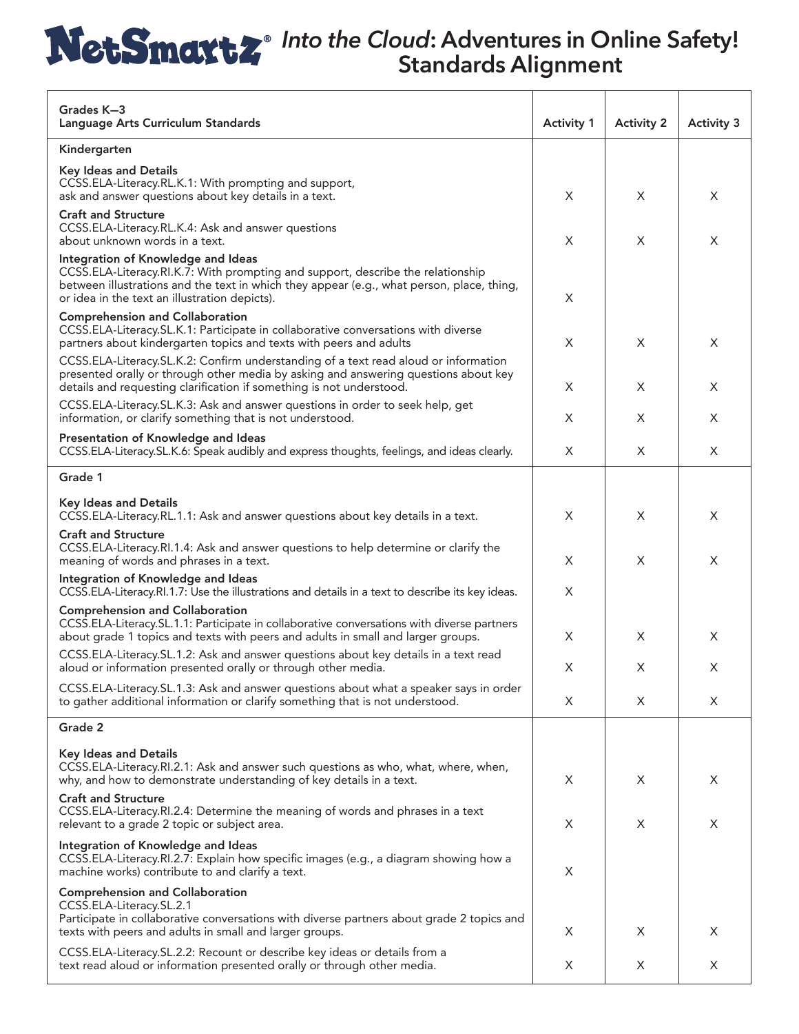# NetSmartz® *Into the Cloud*: Adventures in Online Safety! Standards Alignment

| Grades K–3<br>Language Arts Curriculum Standards | Activity 1 | Activity 2 | Activity 3 |
|---|---|---|---|
| **Kindergarten** | | | |
| **Key Ideas and Details**<br>CCSS.ELA-Literacy.RL.K.1: With prompting and support, ask and answer questions about key details in a text. | X | X | X |
| **Craft and Structure**<br>CCSS.ELA-Literacy.RL.K.4: Ask and answer questions about unknown words in a text. | X | X | X |
| **Integration of Knowledge and Ideas**<br>CCSS.ELA-Literacy.RI.K.7: With prompting and support, describe the relationship between illustrations and the text in which they appear (e.g., what person, place, thing, or idea in the text an illustration depicts). | X | | |
| **Comprehension and Collaboration**<br>CCSS.ELA-Literacy.SL.K.1: Participate in collaborative conversations with diverse partners about kindergarten topics and texts with peers and adults | X | X | X |
| CCSS.ELA-Literacy.SL.K.2: Confirm understanding of a text read aloud or information presented orally or through other media by asking and answering questions about key details and requesting clarification if something is not understood. | X | X | X |
| CCSS.ELA-Literacy.SL.K.3: Ask and answer questions in order to seek help, get information, or clarify something that is not understood. | X | X | X |
| **Presentation of Knowledge and Ideas**<br>CCSS.ELA-Literacy.SL.K.6: Speak audibly and express thoughts, feelings, and ideas clearly. | X | X | X |
| **Grade 1** | | | |
| **Key Ideas and Details**<br>CCSS.ELA-Literacy.RL.1.1: Ask and answer questions about key details in a text. | X | X | X |
| **Craft and Structure**<br>CCSS.ELA-Literacy.RI.1.4: Ask and answer questions to help determine or clarify the meaning of words and phrases in a text. | X | X | X |
| **Integration of Knowledge and Ideas**<br>CCSS.ELA-Literacy.RI.1.7: Use the illustrations and details in a text to describe its key ideas. | X | | |
| **Comprehension and Collaboration**<br>CCSS.ELA-Literacy.SL.1.1: Participate in collaborative conversations with diverse partners about grade 1 topics and texts with peers and adults in small and larger groups. | X | X | X |
| CCSS.ELA-Literacy.SL.1.2: Ask and answer questions about key details in a text read aloud or information presented orally or through other media. | X | X | X |
| CCSS.ELA-Literacy.SL.1.3: Ask and answer questions about what a speaker says in order to gather additional information or clarify something that is not understood. | X | X | X |
| **Grade 2** | | | |
| **Key Ideas and Details**<br>CCSS.ELA-Literacy.RI.2.1: Ask and answer such questions as who, what, where, when, why, and how to demonstrate understanding of key details in a text. | X | X | X |
| **Craft and Structure**<br>CCSS.ELA-Literacy.RI.2.4: Determine the meaning of words and phrases in a text relevant to a grade 2 topic or subject area. | X | X | X |
| **Integration of Knowledge and Ideas**<br>CCSS.ELA-Literacy.RI.2.7: Explain how specific images (e.g., a diagram showing how a machine works) contribute to and clarify a text. | X | | |
| **Comprehension and Collaboration**<br>CCSS.ELA-Literacy.SL.2.1<br>Participate in collaborative conversations with diverse partners about grade 2 topics and texts with peers and adults in small and larger groups. | X | X | X |
| CCSS.ELA-Literacy.SL.2.2: Recount or describe key ideas or details from a text read aloud or information presented orally or through other media. | X | X | X |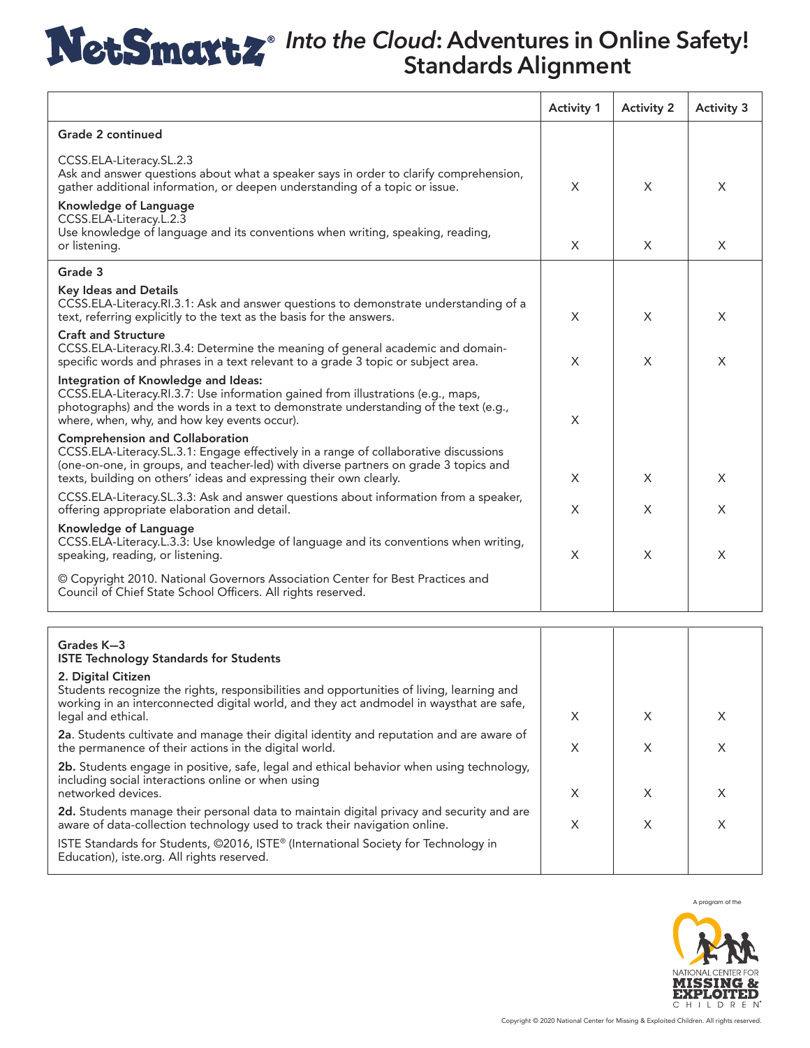# *Into the Cloud*: Adventures in Online Safety! Standards Alignment

| | Activity 1 | Activity 2 | Activity 3 |
|---|---|---|---|
| **Grade 2 continued** | | | |
| CCSS.ELA-Literacy.SL.2.3<br>Ask and answer questions about what a speaker says in order to clarify comprehension, gather additional information, or deepen understanding of a topic or issue. | X | X | X |
| **Knowledge of Language**<br>CCSS.ELA-Literacy.L.2.3<br>Use knowledge of language and its conventions when writing, speaking, reading, or listening. | X | X | X |
| **Grade 3** | | | |
| **Key Ideas and Details**<br>CCSS.ELA-Literacy.RI.3.1: Ask and answer questions to demonstrate understanding of a text, referring explicitly to the text as the basis for the answers. | X | X | X |
| **Craft and Structure**<br>CCSS.ELA-Literacy.RI.3.4: Determine the meaning of general academic and domain-specific words and phrases in a text relevant to a grade 3 topic or subject area. | X | X | X |
| **Integration of Knowledge and Ideas:**<br>CCSS.ELA-Literacy.RI.3.7: Use information gained from illustrations (e.g., maps, photographs) and the words in a text to demonstrate understanding of the text (e.g., where, when, why, and how key events occur). | X | | |
| **Comprehension and Collaboration**<br>CCSS.ELA-Literacy.SL.3.1: Engage effectively in a range of collaborative discussions (one-on-one, in groups, and teacher-led) with diverse partners on grade 3 topics and texts, building on others' ideas and expressing their own clearly. | X | X | X |
| CCSS.ELA-Literacy.SL.3.3: Ask and answer questions about information from a speaker, offering appropriate elaboration and detail. | X | X | X |
| **Knowledge of Language**<br>CCSS.ELA-Literacy.L.3.3: Use knowledge of language and its conventions when writing, speaking, reading, or listening. | X | X | X |
| © Copyright 2010. National Governors Association Center for Best Practices and Council of Chief State School Officers. All rights reserved. | | | |

| | | | |
|---|---|---|---|
| **Grades K—3**<br>**ISTE Technology Standards for Students** | | | |
| **2. Digital Citizen**<br>Students recognize the rights, responsibilities and opportunities of living, learning and working in an interconnected digital world, and they act andmodel in waysthat are safe, legal and ethical. | X | X | X |
| **2a**. Students cultivate and manage their digital identity and reputation and are aware of the permanence of their actions in the digital world. | X | X | X |
| **2b.** Students engage in positive, safe, legal and ethical behavior when using technology, including social interactions online or when using networked devices. | X | X | X |
| **2d.** Students manage their personal data to maintain digital privacy and security and are aware of data-collection technology used to track their navigation online. | X | X | X |
| ISTE Standards for Students, ©2016, ISTE® (International Society for Technology in Education), iste.org. All rights reserved. | | | |

A program of the National Center for Missing & Exploited Children

Copyright © 2020 National Center for Missing & Exploited Children. All rights reserved.